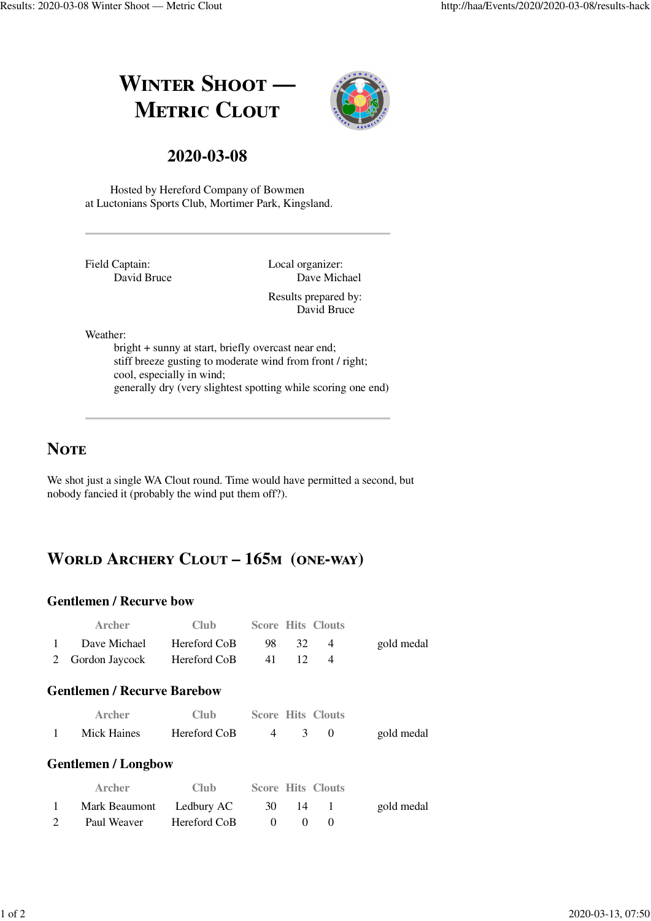# Winter Shoot — Metric Clout

## 2020-03-08

Hosted by Hereford Company of Bowmen
at Luctonians Sports Club, Mortimer Park, Kingsland.

---

Field Captain:
David Bruce

Local organizer:
Dave Michael

Results prepared by:
David Bruce

Weather:
bright + sunny at start, briefly overcast near end;
stiff breeze gusting to moderate wind from front / right;
cool, especially in wind;
generally dry (very slightest spotting while scoring one end)

---

## Note

We shot just a single WA Clout round. Time would have permitted a second, but nobody fancied it (probably the wind put them off?).

## World Archery Clout – 165m (one-way)

### Gentlemen / Recurve bow

| | Archer | Club | Score | Hits | Clouts | |
|---|---|---|---|---|---|---|
| 1 | Dave Michael | Hereford CoB | 98 | 32 | 4 | gold medal |
| 2 | Gordon Jaycock | Hereford CoB | 41 | 12 | 4 | |

### Gentlemen / Recurve Barebow

| | Archer | Club | Score | Hits | Clouts | |
|---|---|---|---|---|---|---|
| 1 | Mick Haines | Hereford CoB | 4 | 3 | 0 | gold medal |

### Gentlemen / Longbow

| | Archer | Club | Score | Hits | Clouts | |
|---|---|---|---|---|---|---|
| 1 | Mark Beaumont | Ledbury AC | 30 | 14 | 1 | gold medal |
| 2 | Paul Weaver | Hereford CoB | 0 | 0 | 0 | |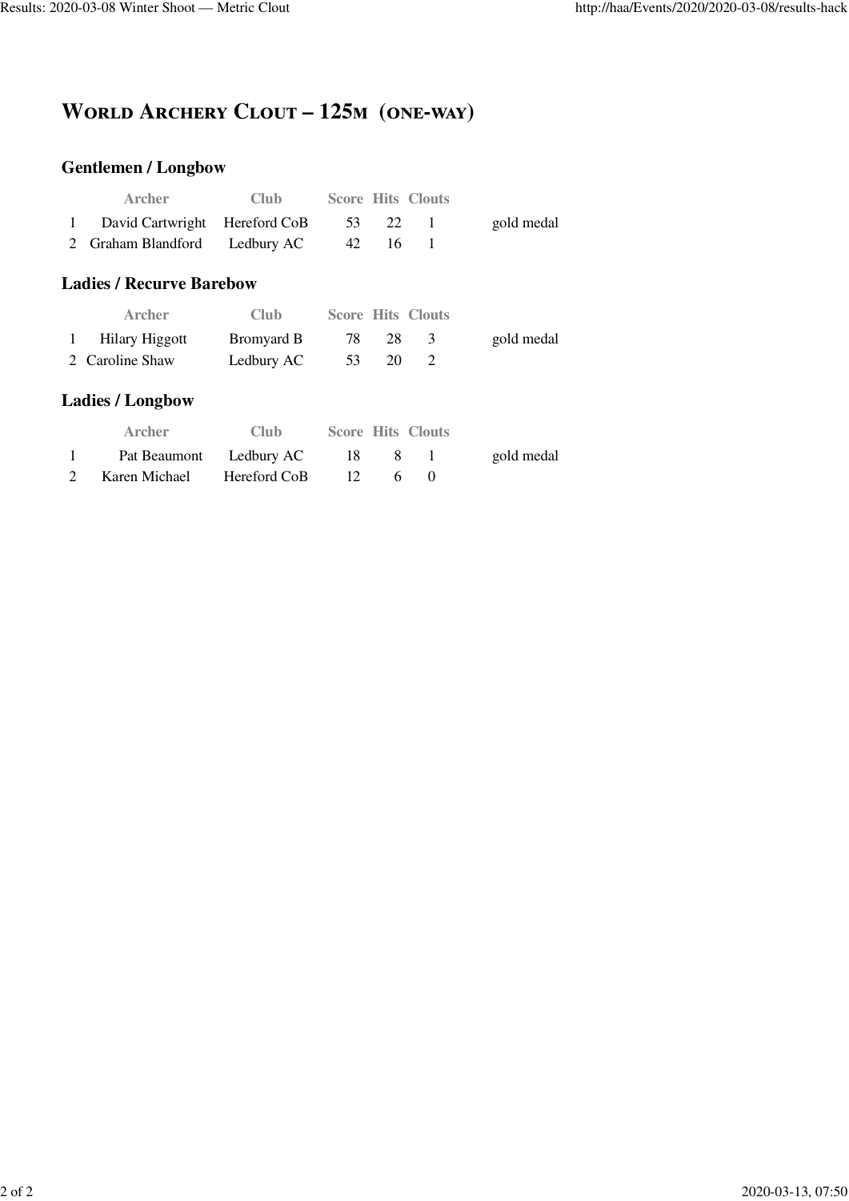# World Archery Clout – 125m (one-way)

## Gentlemen / Longbow

| | Archer | Club | Score | Hits | Clouts | |
|---|---|---|---|---|---|---|
| 1 | David Cartwright | Hereford CoB | 53 | 22 | 1 | gold medal |
| 2 | Graham Blandford | Ledbury AC | 42 | 16 | 1 | |

## Ladies / Recurve Barebow

| | Archer | Club | Score | Hits | Clouts | |
|---|---|---|---|---|---|---|
| 1 | Hilary Higgott | Bromyard B | 78 | 28 | 3 | gold medal |
| 2 | Caroline Shaw | Ledbury AC | 53 | 20 | 2 | |

## Ladies / Longbow

| | Archer | Club | Score | Hits | Clouts | |
|---|---|---|---|---|---|---|
| 1 | Pat Beaumont | Ledbury AC | 18 | 8 | 1 | gold medal |
| 2 | Karen Michael | Hereford CoB | 12 | 6 | 0 | |